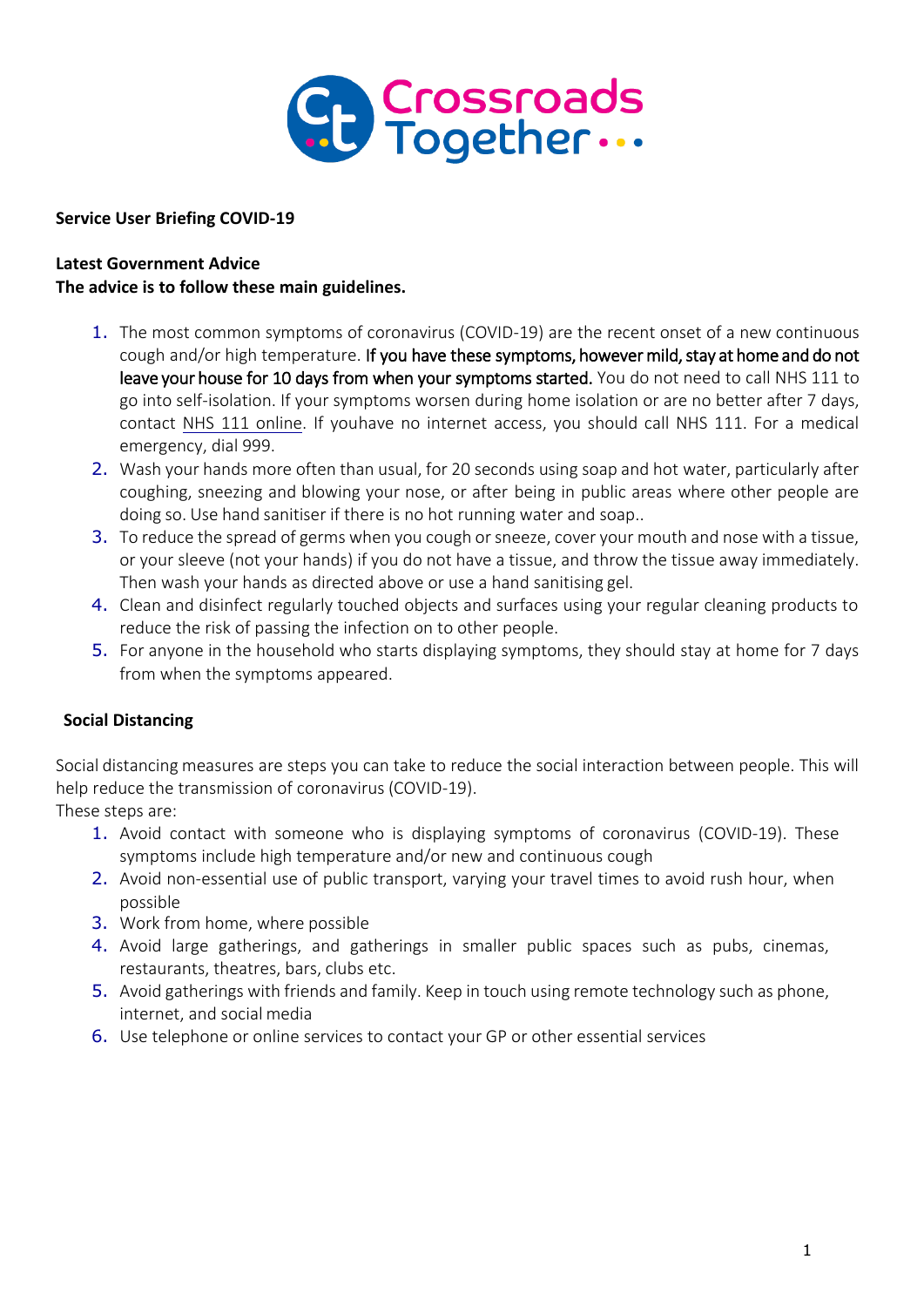Crossroads Together

**Service User Briefing COVID-19**

**Latest Government Advice**
**The advice is to follow these main guidelines.**

1. The most common symptoms of coronavirus (COVID-19) are the recent onset of a new continuous cough and/or high temperature. If you have these symptoms, however mild, stay at home and do not leave your house for 10 days from when your symptoms started. You do not need to call NHS 111 to go into self-isolation. If your symptoms worsen during home isolation or are no better after 7 days, contact NHS 111 online. If youhave no internet access, you should call NHS 111. For a medical emergency, dial 999.
2. Wash your hands more often than usual, for 20 seconds using soap and hot water, particularly after coughing, sneezing and blowing your nose, or after being in public areas where other people are doing so. Use hand sanitiser if there is no hot running water and soap..
3. To reduce the spread of germs when you cough or sneeze, cover your mouth and nose with a tissue, or your sleeve (not your hands) if you do not have a tissue, and throw the tissue away immediately. Then wash your hands as directed above or use a hand sanitising gel.
4. Clean and disinfect regularly touched objects and surfaces using your regular cleaning products to reduce the risk of passing the infection on to other people.
5. For anyone in the household who starts displaying symptoms, they should stay at home for 7 days from when the symptoms appeared.

**Social Distancing**

Social distancing measures are steps you can take to reduce the social interaction between people. This will help reduce the transmission of coronavirus (COVID-19).
These steps are:

1. Avoid contact with someone who is displaying symptoms of coronavirus (COVID-19). These symptoms include high temperature and/or new and continuous cough
2. Avoid non-essential use of public transport, varying your travel times to avoid rush hour, when possible
3. Work from home, where possible
4. Avoid large gatherings, and gatherings in smaller public spaces such as pubs, cinemas, restaurants, theatres, bars, clubs etc.
5. Avoid gatherings with friends and family. Keep in touch using remote technology such as phone, internet, and social media
6. Use telephone or online services to contact your GP or other essential services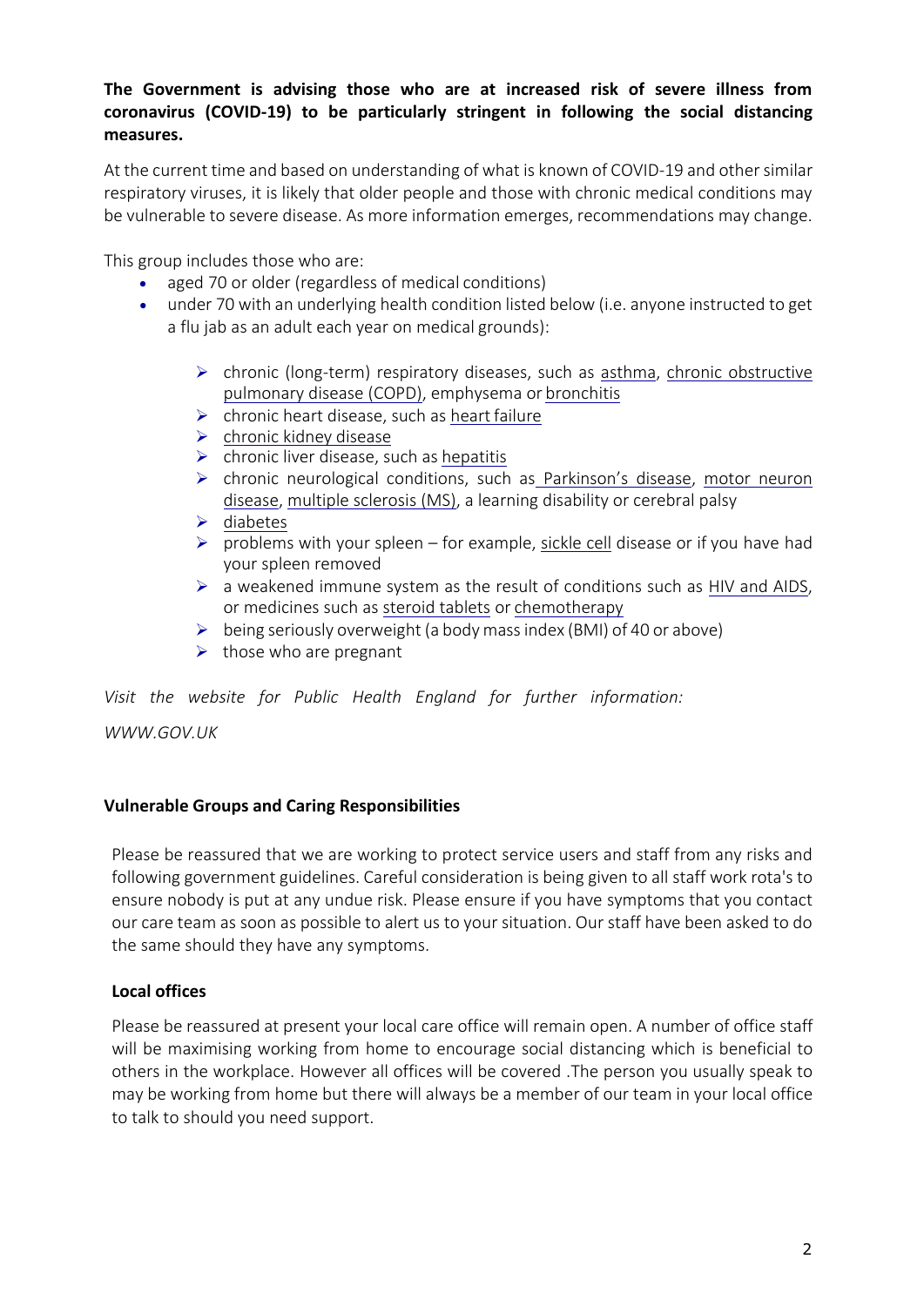**The Government is advising those who are at increased risk of severe illness from coronavirus (COVID-19) to be particularly stringent in following the social distancing measures.**

At the current time and based on understanding of what is known of COVID-19 and other similar respiratory viruses, it is likely that older people and those with chronic medical conditions may be vulnerable to severe disease. As more information emerges, recommendations may change.

This group includes those who are:

- aged 70 or older (regardless of medical conditions)
- under 70 with an underlying health condition listed below (i.e. anyone instructed to get a flu jab as an adult each year on medical grounds):
  - chronic (long-term) respiratory diseases, such as asthma, chronic obstructive pulmonary disease (COPD), emphysema or bronchitis
  - chronic heart disease, such as heart failure
  - chronic kidney disease
  - chronic liver disease, such as hepatitis
  - chronic neurological conditions, such as Parkinson's disease, motor neuron disease, multiple sclerosis (MS), a learning disability or cerebral palsy
  - diabetes
  - problems with your spleen – for example, sickle cell disease or if you have had your spleen removed
  - a weakened immune system as the result of conditions such as HIV and AIDS, or medicines such as steroid tablets or chemotherapy
  - being seriously overweight (a body mass index (BMI) of 40 or above)
  - those who are pregnant

*Visit the website for Public Health England for further information:*

*WWW.GOV.UK*

**Vulnerable Groups and Caring Responsibilities**

Please be reassured that we are working to protect service users and staff from any risks and following government guidelines. Careful consideration is being given to all staff work rota's to ensure nobody is put at any undue risk. Please ensure if you have symptoms that you contact our care team as soon as possible to alert us to your situation. Our staff have been asked to do the same should they have any symptoms.

**Local offices**

Please be reassured at present your local care office will remain open. A number of office staff will be maximising working from home to encourage social distancing which is beneficial to others in the workplace. However all offices will be covered .The person you usually speak to may be working from home but there will always be a member of our team in your local office to talk to should you need support.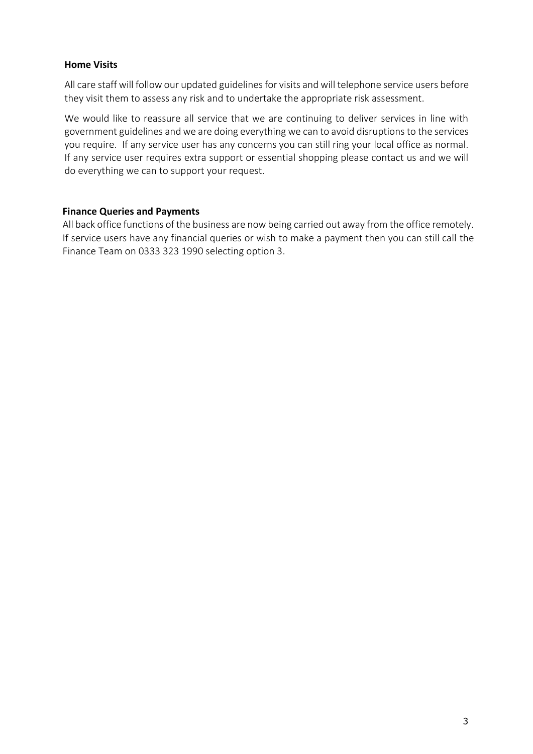## Home Visits

All care staff will follow our updated guidelines for visits and will telephone service users before they visit them to assess any risk and to undertake the appropriate risk assessment.

We would like to reassure all service that we are continuing to deliver services in line with government guidelines and we are doing everything we can to avoid disruptions to the services you require. If any service user has any concerns you can still ring your local office as normal. If any service user requires extra support or essential shopping please contact us and we will do everything we can to support your request.

## Finance Queries and Payments

All back office functions of the business are now being carried out away from the office remotely. If service users have any financial queries or wish to make a payment then you can still call the Finance Team on 0333 323 1990 selecting option 3.